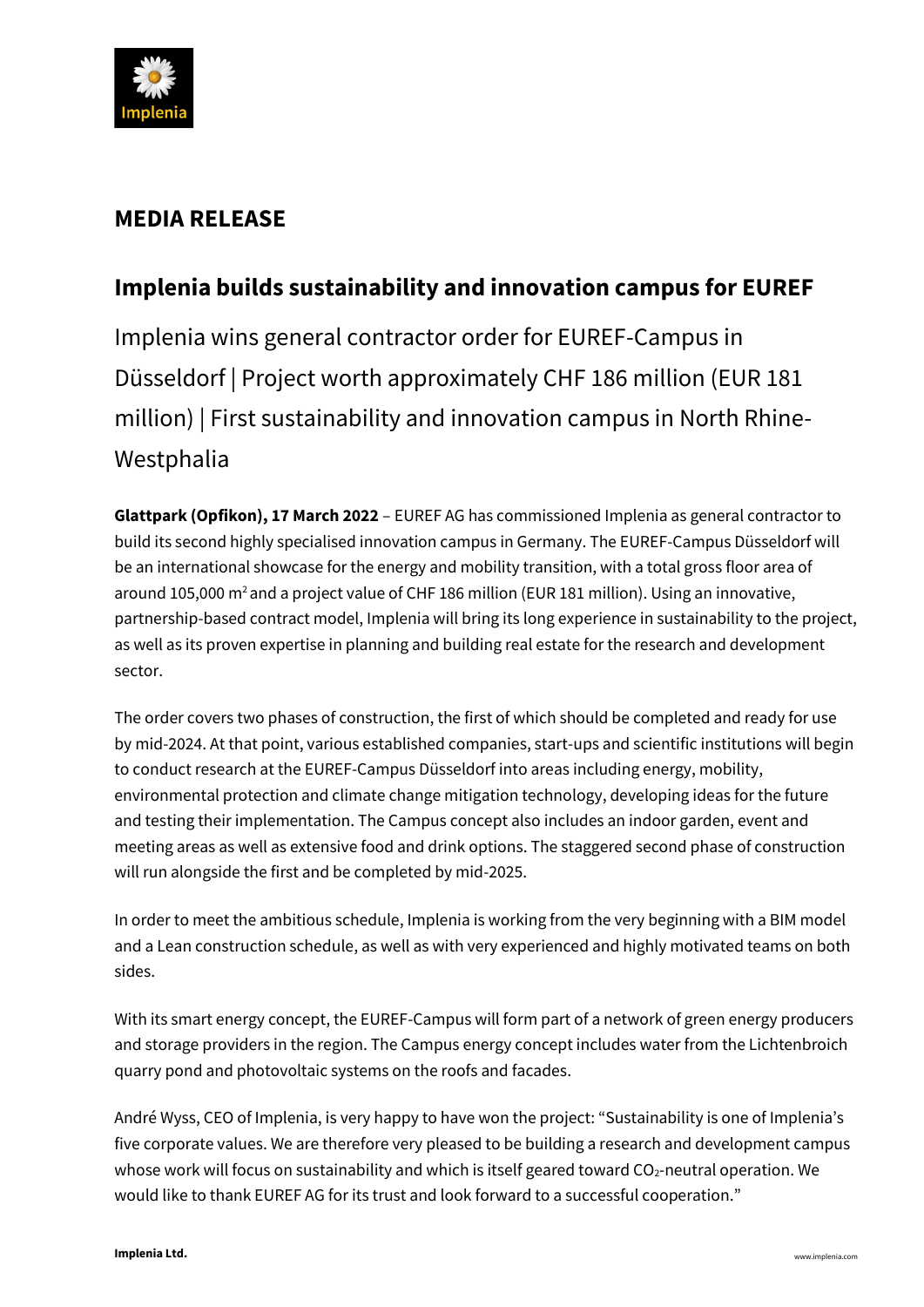## MEDIA RELEASE

## Implenia builds sustainability and innovation campus for EUREF

Implenia wins general contractor order for EUREF-Campus in Düsseldorf | Project worth approximately CHF 186 million (EUR 181 million) | First sustainability and innovation campus in North Rhine-Westphalia

**Glattpark (Opfikon), 17 March 2022** – EUREF AG has commissioned Implenia as general contractor to build its second highly specialised innovation campus in Germany. The EUREF-Campus Düsseldorf will be an international showcase for the energy and mobility transition, with a total gross floor area of around 105,000 $m^2$ and a project value of CHF 186 million (EUR 181 million). Using an innovative, partnership-based contract model, Implenia will bring its long experience in sustainability to the project, as well as its proven expertise in planning and building real estate for the research and development sector.

The order covers two phases of construction, the first of which should be completed and ready for use by mid-2024. At that point, various established companies, start-ups and scientific institutions will begin to conduct research at the EUREF-Campus Düsseldorf into areas including energy, mobility, environmental protection and climate change mitigation technology, developing ideas for the future and testing their implementation. The Campus concept also includes an indoor garden, event and meeting areas as well as extensive food and drink options. The staggered second phase of construction will run alongside the first and be completed by mid-2025.

In order to meet the ambitious schedule, Implenia is working from the very beginning with a BIM model and a Lean construction schedule, as well as with very experienced and highly motivated teams on both sides.

With its smart energy concept, the EUREF-Campus will form part of a network of green energy producers and storage providers in the region. The Campus energy concept includes water from the Lichtenbroich quarry pond and photovoltaic systems on the roofs and facades.

André Wyss, CEO of Implenia, is very happy to have won the project: "Sustainability is one of Implenia's five corporate values. We are therefore very pleased to be building a research and development campus whose work will focus on sustainability and which is itself geared toward $CO_2$-neutral operation. We would like to thank EUREF AG for its trust and look forward to a successful cooperation."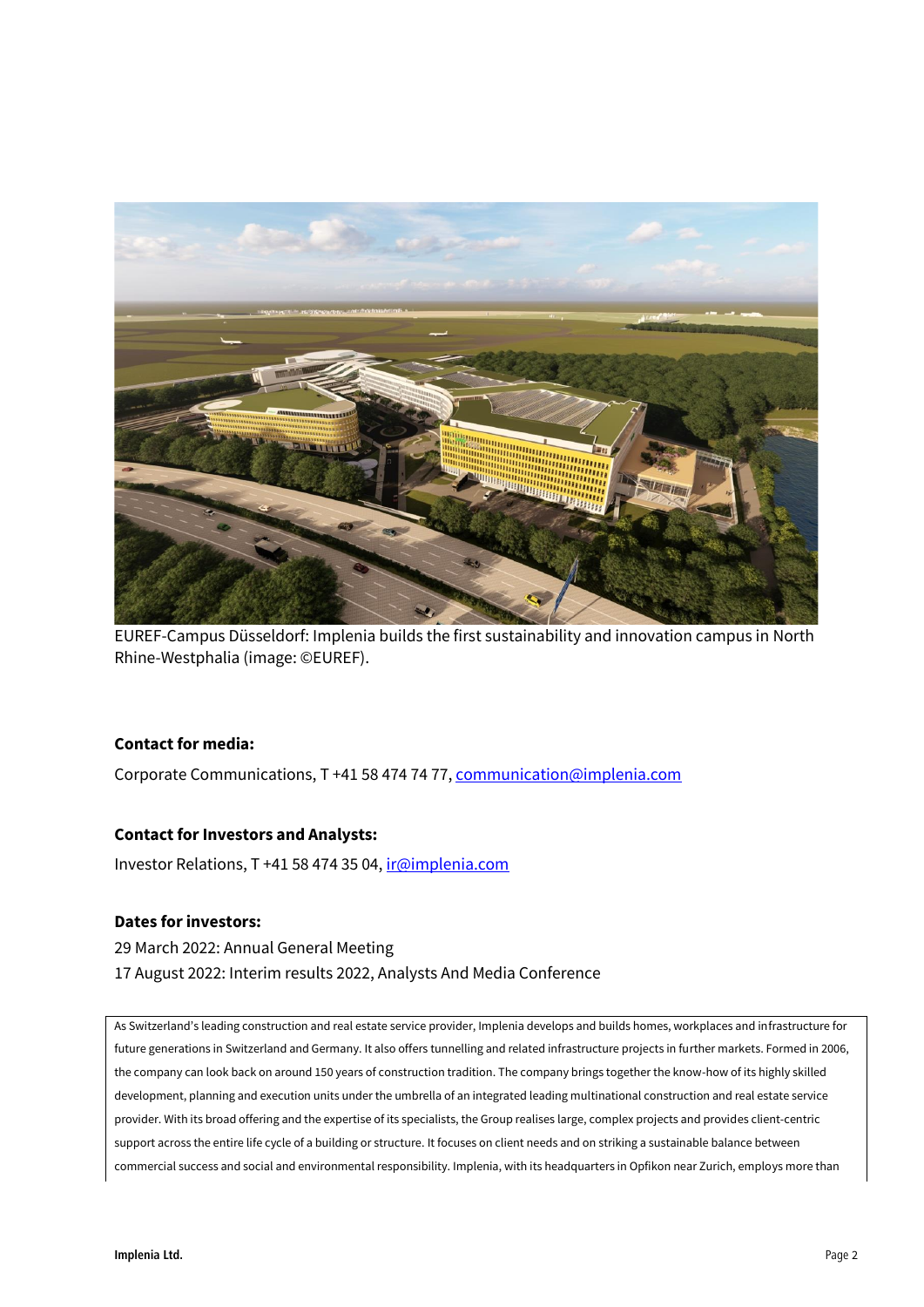EUREF-Campus Düsseldorf: Implenia builds the first sustainability and innovation campus in North Rhine-Westphalia (image: ©EUREF).

**Contact for media:**

Corporate Communications, T +41 58 474 74 77, communication@implenia.com

**Contact for Investors and Analysts:**

Investor Relations, T +41 58 474 35 04, ir@implenia.com

**Dates for investors:**

29 March 2022: Annual General Meeting
17 August 2022: Interim results 2022, Analysts And Media Conference

As Switzerland's leading construction and real estate service provider, Implenia develops and builds homes, workplaces and infrastructure for future generations in Switzerland and Germany. It also offers tunnelling and related infrastructure projects in further markets. Formed in 2006, the company can look back on around 150 years of construction tradition. The company brings together the know-how of its highly skilled development, planning and execution units under the umbrella of an integrated leading multinational construction and real estate service provider. With its broad offering and the expertise of its specialists, the Group realises large, complex projects and provides client-centric support across the entire life cycle of a building or structure. It focuses on client needs and on striking a sustainable balance between commercial success and social and environmental responsibility. Implenia, with its headquarters in Opfikon near Zurich, employs more than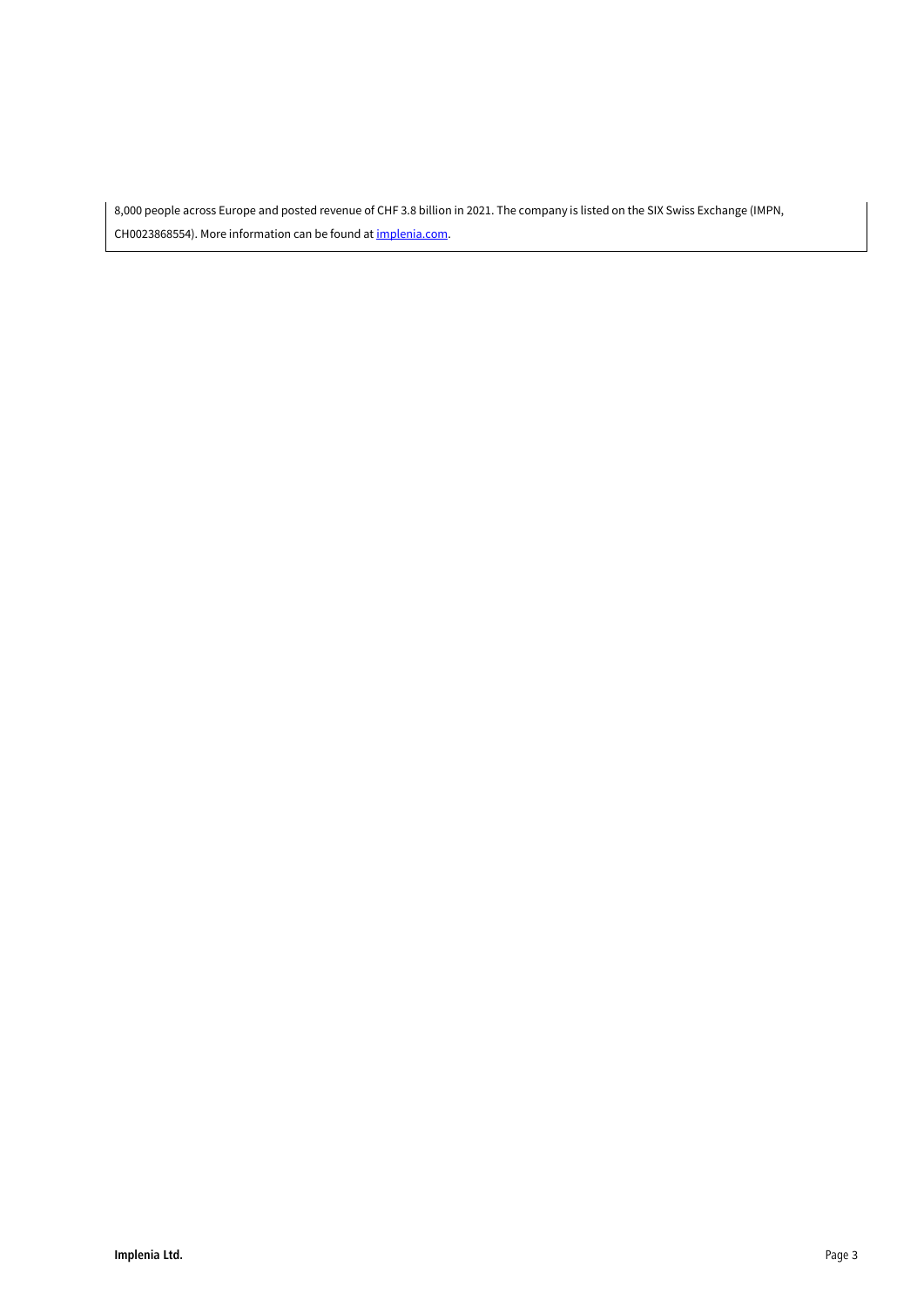8,000 people across Europe and posted revenue of CHF 3.8 billion in 2021. The company is listed on the SIX Swiss Exchange (IMPN, CH0023868554). More information can be found at [implenia.com](implenia.com).